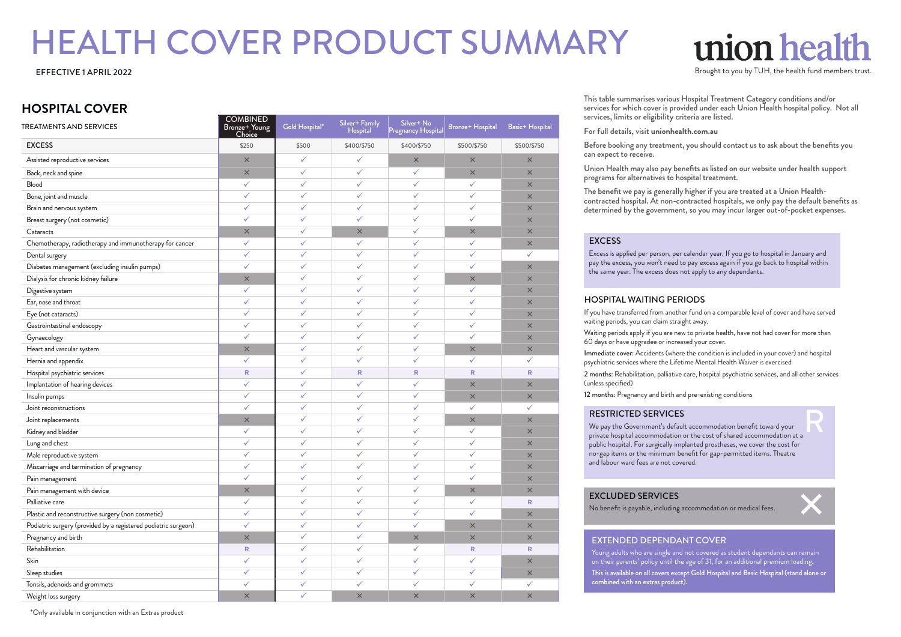# HEALTH COVER PRODUCT SUMMARY

EFFECTIVE 1 APRIL 2022

union health

Brought to you by TUH, the health fund members trust.

## HOSPITAL COVER

| TREATMENTS AND SERVICES | COMBINED Bronze+ Young Choice | Gold Hospital* | Silver+ Family Hospital | Silver+ No Pregnancy Hospital | Bronze+ Hospital | Basic+ Hospital |
|---|---|---|---|---|---|---|
| EXCESS | $250 | $500 | $400/$750 | $400/$750 | $500/$750 | $500/$750 |
| Assisted reproductive services | ✕ | ✓ | ✓ | ✕ | ✕ | ✕ |
| Back, neck and spine | ✕ | ✓ | ✓ | ✓ | ✕ | ✕ |
| Blood | ✓ | ✓ | ✓ | ✓ | ✓ | ✕ |
| Bone, joint and muscle | ✓ | ✓ | ✓ | ✓ | ✓ | ✕ |
| Brain and nervous system | ✓ | ✓ | ✓ | ✓ | ✓ | ✕ |
| Breast surgery (not cosmetic) | ✓ | ✓ | ✓ | ✓ | ✓ | ✕ |
| Cataracts | ✕ | ✓ | ✕ | ✓ | ✕ | ✕ |
| Chemotherapy, radiotherapy and immunotherapy for cancer | ✓ | ✓ | ✓ | ✓ | ✓ | ✕ |
| Dental surgery | ✓ | ✓ | ✓ | ✓ | ✓ | ✓ |
| Diabetes management (excluding insulin pumps) | ✓ | ✓ | ✓ | ✓ | ✓ | ✕ |
| Dialysis for chronic kidney failure | ✕ | ✓ | ✓ | ✓ | ✕ | ✕ |
| Digestive system | ✓ | ✓ | ✓ | ✓ | ✓ | ✕ |
| Ear, nose and throat | ✓ | ✓ | ✓ | ✓ | ✓ | ✕ |
| Eye (not cataracts) | ✓ | ✓ | ✓ | ✓ | ✓ | ✕ |
| Gastrointestinal endoscopy | ✓ | ✓ | ✓ | ✓ | ✓ | ✕ |
| Gynaecology | ✓ | ✓ | ✓ | ✓ | ✓ | ✕ |
| Heart and vascular system | ✕ | ✓ | ✓ | ✓ | ✕ | ✕ |
| Hernia and appendix | ✓ | ✓ | ✓ | ✓ | ✓ | ✓ |
| Hospital psychiatric services | R | ✓ | R | R | R | R |
| Implantation of hearing devices | ✓ | ✓ | ✓ | ✓ | ✕ | ✕ |
| Insulin pumps | ✓ | ✓ | ✓ | ✓ | ✕ | ✕ |
| Joint reconstructions | ✓ | ✓ | ✓ | ✓ | ✓ | ✓ |
| Joint replacements | ✕ | ✓ | ✓ | ✓ | ✕ | ✕ |
| Kidney and bladder | ✓ | ✓ | ✓ | ✓ | ✓ | ✕ |
| Lung and chest | ✓ | ✓ | ✓ | ✓ | ✓ | ✕ |
| Male reproductive system | ✓ | ✓ | ✓ | ✓ | ✓ | ✕ |
| Miscarriage and termination of pregnancy | ✓ | ✓ | ✓ | ✓ | ✓ | ✕ |
| Pain management | ✓ | ✓ | ✓ | ✓ | ✓ | ✕ |
| Pain management with device | ✕ | ✓ | ✓ | ✓ | ✕ | ✕ |
| Palliative care | ✓ | ✓ | ✓ | ✓ | ✓ | R |
| Plastic and reconstructive surgery (non cosmetic) | ✓ | ✓ | ✓ | ✓ | ✓ | ✕ |
| Podiatric surgery (provided by a registered podiatric surgeon) | ✓ | ✓ | ✓ | ✓ | ✕ | ✕ |
| Pregnancy and birth | ✕ | ✓ | ✓ | ✕ | ✕ | ✕ |
| Rehabilitation | R | ✓ | ✓ | ✓ | R | R |
| Skin | ✓ | ✓ | ✓ | ✓ | ✓ | ✕ |
| Sleep studies | ✓ | ✓ | ✓ | ✓ | ✓ | ✕ |
| Tonsils, adenoids and grommets | ✓ | ✓ | ✓ | ✓ | ✓ | ✓ |
| Weight loss surgery | ✕ | ✓ | ✕ | ✕ | ✕ | ✕ |

*Only available in conjunction with an Extras product

This table summarises various Hospital Treatment Category conditions and/or services for which cover is provided under each Union Health hospital policy. Not all services, limits or eligibility criteria are listed.

For full details, visit **unionhealth.com.au**

Before booking any treatment, you should contact us to ask about the benefits you can expect to receive.

Union Health may also pay benefits as listed on our website under health support programs for alternatives to hospital treatment.

The benefit we pay is generally higher if you are treated at a Union Health-contracted hospital. At non-contracted hospitals, we only pay the default benefits as determined by the government, so you may incur larger out-of-pocket expenses.

### EXCESS

Excess is applied per person, per calendar year. If you go to hospital in January and pay the excess, you won't need to pay excess again if you go back to hospital within the same year. The excess does not apply to any dependants.

### HOSPITAL WAITING PERIODS

If you have transferred from another fund on a comparable level of cover and have served waiting periods, you can claim straight away.

Waiting periods apply if you are new to private health, have not had cover for more than 60 days or have upgradee or increased your cover.

**Immediate cover:** Accidents (where the condition is included in your cover) and hospital psychiatric services where the Lifetime Mental Health Waiver is exercised

**2 months:** Rehabilitation, palliative care, hospital psychiatric services, and all other services (unless specified)

**12 months:** Pregnancy and birth and pre-existing conditions

### RESTRICTED SERVICES (R)

We pay the Government's default accommodation benefit toward your private hospital accommodation or the cost of shared accommodation at a public hospital. For surgically implanted prostheses, we cover the cost for no-gap items or the minimum benefit for gap-permitted items. Theatre and labour ward fees are not covered.

### EXCLUDED SERVICES (✕)

No benefit is payable, including accommodation or medical fees.

### EXTENDED DEPENDANT COVER

Young adults who are single and not covered as student dependants can remain on their parents' policy until the age of 31, for an additional premium loading.

**This is available on all covers except Gold Hospital and Basic Hospital (stand alone or combined with an extras product).**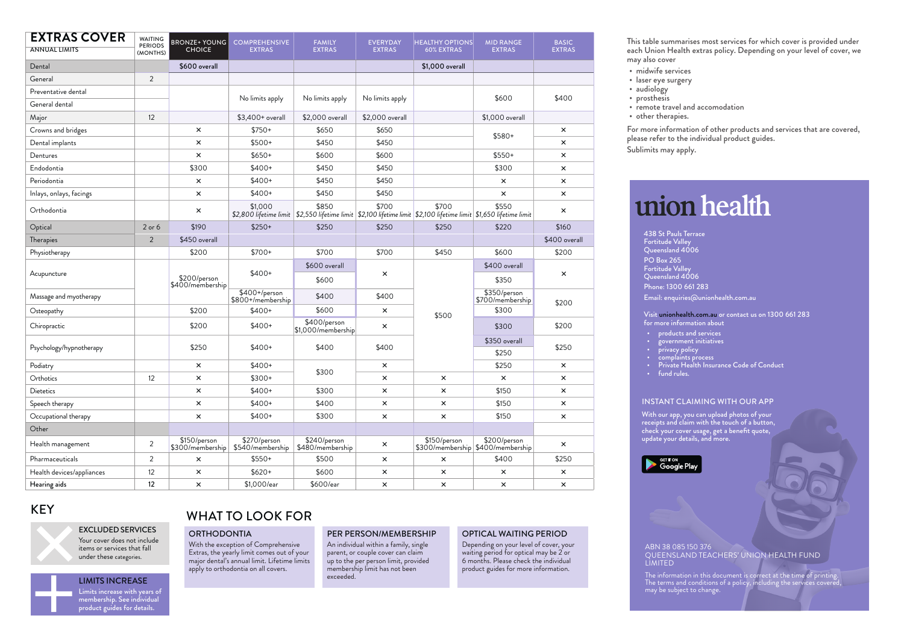# EXTRAS COVER

| ANNUAL LIMITS | WAITING PERIODS (MONTHS) | BRONZE+ YOUNG CHOICE | COMPREHENSIVE EXTRAS | FAMILY EXTRAS | EVERYDAY EXTRAS | HEALTHY OPTIONS 60% EXTRAS | MID RANGE EXTRAS | BASIC EXTRAS |
|---|---|---|---|---|---|---|---|---|
| Dental | | $600 overall | | | | $1,000 overall | | |
| General | 2 | | | | | | | |
| Preventative dental | | | No limits apply | No limits apply | No limits apply | | $600 | $400 |
| General dental | | | | | | | | |
| Major | 12 | | $3,400+ overall | $2,000 overall | $2,000 overall | | $1,000 overall | |
| Crowns and bridges | | × | $750+ | $650 | $650 | | $580+ | × |
| Dental implants | | × | $500+ | $450 | $450 | | | × |
| Dentures | | × | $650+ | $600 | $600 | | $550+ | × |
| Endodontia | | $300 | $400+ | $450 | $450 | | $300 | × |
| Periodontia | | × | $400+ | $450 | $450 | | × | × |
| Inlays, onlays, facings | | × | $400+ | $450 | $450 | | × | × |
| Orthodontia | | × | $1,000 *$2,800 lifetime limit* | $850 *$2,550 lifetime limit* | $700 *$2,100 lifetime limit* | $700 *$2,100 lifetime limit* | $550 *$1,650 lifetime limit* | × |
| Optical | 2 or 6 | $190 | $250+ | $250 | $250 | $250 | $220 | $160 |
| Therapies | 2 | $450 overall | | | | | | $400 overall |
| Physiotherapy | | $200 | $700+ | $700 | $700 | $450 | $600 | $200 |
| Acupuncture | | $200/person $400/membership | $400+ | $600 overall $600 | × | $500 | $400 overall $350 | × |
| Massage and myotherapy | | | $400+/person $800+/membership | $400 | $400 | | $350/person $700/membership | $200 |
| Osteopathy | | $200 | $400+ | $600 | × | | $300 | |
| Chiropractic | | $200 | $400+ | $400/person $1,000/membership | × | | $300 | $200 |
| Psychology/hypnotherapy | | $250 | $400+ | $400 | $400 | | $350 overall $250 | $250 |
| Podiatry | | × | $400+ | $300 | × | | $250 | × |
| Orthotics | 12 | × | $300+ | | × | × | × | × |
| Dietetics | | × | $400+ | $300 | × | × | $150 | × |
| Speech therapy | | × | $400+ | $400 | × | × | $150 | × |
| Occupational therapy | | × | $400+ | $300 | × | × | $150 | × |
| Other | | | | | | | | |
| Health management | 2 | $150/person $300/membership | $270/person $540/membership | $240/person $480/membership | × | $150/person $300/membership | $200/person $400/membership | × |
| Pharmaceuticals | 2 | × | $550+ | $500 | × | × | $400 | $250 |
| Health devices/appliances | 12 | × | $620+ | $600 | × | × | × | × |
| **Hearing aids** | **12** | × | $1,000/ear | $600/ear | × | × | × | × |

This table summarises most services for which cover is provided under each Union Health extras policy. Depending on your level of cover, we may also cover

- midwife services
- laser eye surgery
- audiology
- prosthesis
- remote travel and accomodation
- other therapies.

For more information of other products and services that are covered, please refer to the individual product guides.

Sublimits may apply.

## KEY

**EXCLUDED SERVICES**
Your cover does not include items or services that fall under these categories.

**LIMITS INCREASE**
Limits increase with years of membership. See individual product guides for details.

## WHAT TO LOOK FOR

### ORTHODONTIA

With the exception of Comprehensive Extras, the yearly limit comes out of your major dental's annual limit. Lifetime limits apply to orthodontia on all covers.

### PER PERSON/MEMBERSHIP

An individual within a family, single parent, or couple cover can claim up to the per person limit, provided membership limit has not been exceeded.

### OPTICAL WAITING PERIOD

Depending on your level of cover, your waiting period for optical may be 2 or 6 months. Please check the individual product guides for more information.

# union health

438 St Pauls Terrace
Fortitude Valley
Queensland 4006

PO Box 265
Fortitude Valley
Queensland 4006

Phone: 1300 661 283

Email: enquiries@unionhealth.com.au

Visit **unionhealth.com.au** or contact us on 1300 661 283 for more information about

- products and services
- government initiatives
- privacy policy
- complaints process
- Private Health Insurance Code of Conduct
- fund rules.

### INSTANT CLAIMING WITH OUR APP

With our app, you can upload photos of your receipts and claim with the touch of a button, check your cover usage, get a benefit quote, update your details, and more.

GET IT ON Google Play

ABN 38 085 150 376
QUEENSLAND TEACHERS' UNION HEALTH FUND LIMITED

The information in this document is correct at the time of printing. The terms and conditions of a policy, including the services covered, may be subject to change.